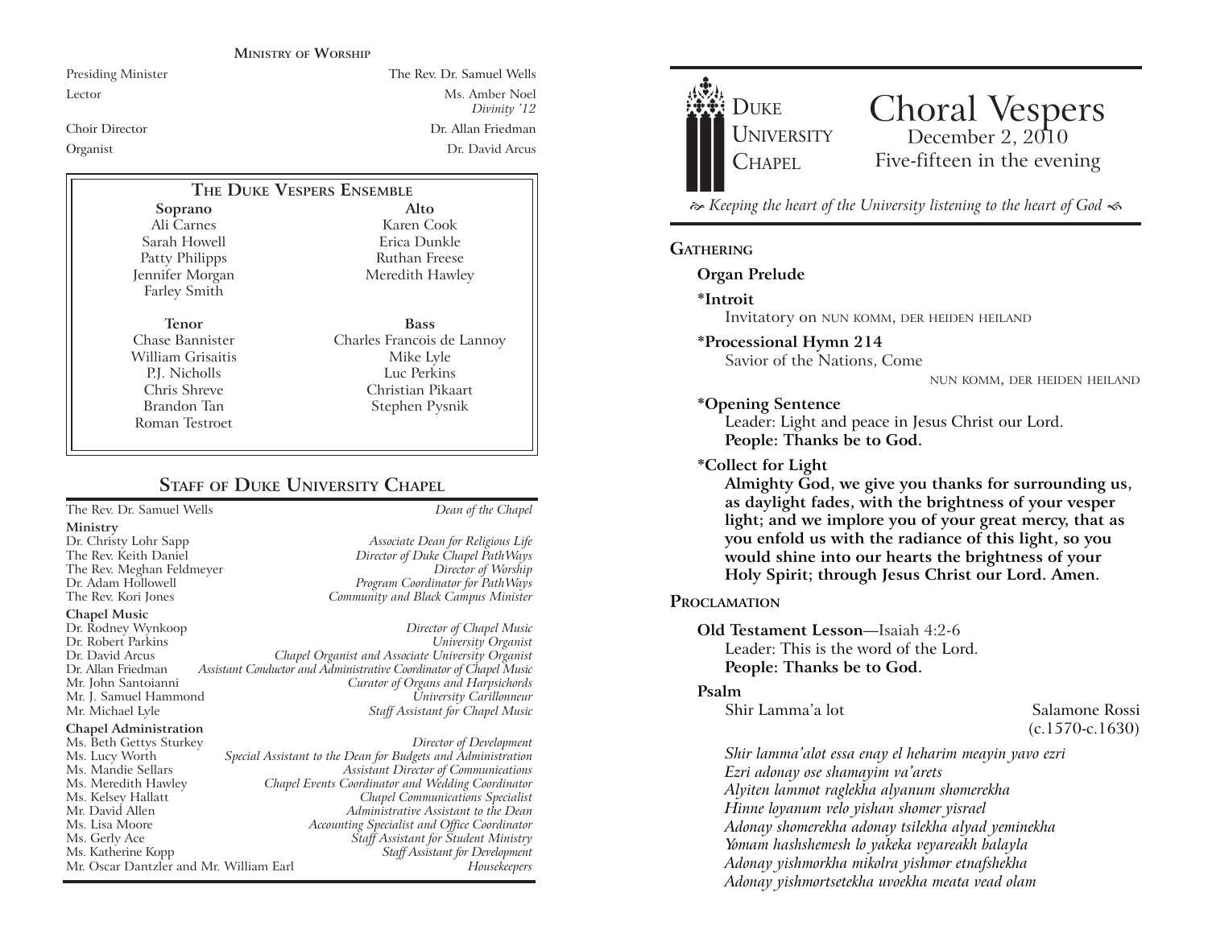## Ministry of Worship

| | |
|---|---|
| Presiding Minister | The Rev. Dr. Samuel Wells |
| Lector | Ms. Amber Noel *Divinity '12* |
| Choir Director | Dr. Allan Friedman |
| Organist | Dr. David Arcus |

## The Duke Vespers Ensemble

| Soprano | Alto |
|---|---|
| Ali Carnes | Karen Cook |
| Sarah Howell | Erica Dunkle |
| Patty Philipps | Ruthan Freese |
| Jennifer Morgan | Meredith Hawley |
| Farley Smith | |

| Tenor | Bass |
|---|---|
| Chase Bannister | Charles Francois de Lannoy |
| William Grisaitis | Mike Lyle |
| P.J. Nicholls | Luc Perkins |
| Chris Shreve | Christian Pikaart |
| Brandon Tan | Stephen Pysnik |
| Roman Testroet | |

## Staff of Duke University Chapel

| | |
|---|---|
| The Rev. Dr. Samuel Wells | *Dean of the Chapel* |
| **Ministry** | |
| Dr. Christy Lohr Sapp | *Associate Dean for Religious Life* |
| The Rev. Keith Daniel | *Director of Duke Chapel PathWays* |
| The Rev. Meghan Feldmeyer | *Director of Worship* |
| Dr. Adam Hollowell | *Program Coordinator for PathWays* |
| The Rev. Kori Jones | *Community and Black Campus Minister* |
| **Chapel Music** | |
| Dr. Rodney Wynkoop | *Director of Chapel Music* |
| Dr. Robert Parkins | *University Organist* |
| Dr. David Arcus | *Chapel Organist and Associate University Organist* |
| Dr. Allan Friedman | *Assistant Conductor and Administrative Coordinator of Chapel Music* |
| Mr. John Santoianni | *Curator of Organs and Harpsichords* |
| Mr. J. Samuel Hammond | *University Carillonneur* |
| Mr. Michael Lyle | *Staff Assistant for Chapel Music* |
| **Chapel Administration** | |
| Ms. Beth Gettys Sturkey | *Director of Development* |
| Ms. Lucy Worth | *Special Assistant to the Dean for Budgets and Administration* |
| Ms. Mandie Sellars | *Assistant Director of Communications* |
| Ms. Meredith Hawley | *Chapel Events Coordinator and Wedding Coordinator* |
| Ms. Kelsey Hallatt | *Chapel Communications Specialist* |
| Mr. David Allen | *Administrative Assistant to the Dean* |
| Ms. Lisa Moore | *Accounting Specialist and Office Coordinator* |
| Ms. Gerly Ace | *Staff Assistant for Student Ministry* |
| Ms. Katherine Kopp | *Staff Assistant for Development* |
| Mr. Oscar Dantzler and Mr. William Earl | *Housekeepers* |

Duke University Chapel

# Choral Vespers

December 2, 2010

Five-fifteen in the evening

*Keeping the heart of the University listening to the heart of God*

## Gathering

**Organ Prelude**

**\*Introit**

Invitatory on NUN KOMM, DER HEIDEN HEILAND

**\*Processional Hymn 214**

Savior of the Nations, Come

NUN KOMM, DER HEIDEN HEILAND

**\*Opening Sentence**

Leader: Light and peace in Jesus Christ our Lord.

**People: Thanks be to God.**

**\*Collect for Light**

**Almighty God, we give you thanks for surrounding us, as daylight fades, with the brightness of your vesper light; and we implore you of your great mercy, that as you enfold us with the radiance of this light, so you would shine into our hearts the brightness of your Holy Spirit; through Jesus Christ our Lord. Amen.**

## Proclamation

**Old Testament Lesson**—Isaiah 4:2-6

Leader: This is the word of the Lord.

**People: Thanks be to God.**

**Psalm**

Shir Lamma'a lot — Salamone Rossi (c.1570-c.1630)

*Shir lamma'alot essa enay el heharim meayin yavo ezri*
*Ezri adonay ose shamayim va'arets*
*Alyiten lammot raglekha alyanum shomerekha*
*Hinne loyanum velo yishan shomer yisrael*
*Adonay shomerekha adonay tsilekha alyad yeminekha*
*Yomam hashshemesh lo yakeka veyareakh balayla*
*Adonay yishmorkha mikolra yishmor etnafshekha*
*Adonay yishmortsetekha uvoekha meata vead olam*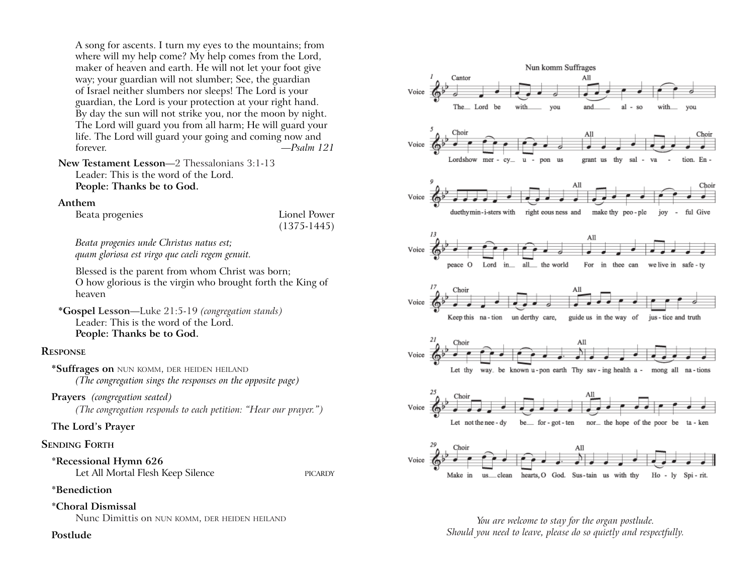A song for ascents. I turn my eyes to the mountains; from where will my help come? My help comes from the Lord, maker of heaven and earth. He will not let your foot give way; your guardian will not slumber; See, the guardian of Israel neither slumbers nor sleeps! The Lord is your guardian, the Lord is your protection at your right hand. By day the sun will not strike you, nor the moon by night. The Lord will guard you from all harm; He will guard your life. The Lord will guard your going and coming now and forever. *—Psalm 121*

**New Testament Lesson**—2 Thessalonians 3:1-13
Leader: This is the word of the Lord.
**People: Thanks be to God.**

**Anthem**
Beata progenies — Lionel Power (1375-1445)

*Beata progenies unde Christus natus est;*
*quam gloriosa est virgo que caeli regem genuit.*

Blessed is the parent from whom Christ was born;
O how glorious is the virgin who brought forth the King of heaven

***Gospel Lesson**—Luke 21:5-19 *(congregation stands)*
Leader: This is the word of the Lord.
**People: Thanks be to God.**

## Response

***Suffrages on** NUN KOMM, DER HEIDEN HEILAND
*(The congregation sings the responses on the opposite page)*

**Prayers** *(congregation seated)*
*(The congregation responds to each petition: "Hear our prayer.")*

**The Lord's Prayer**

## Sending Forth

*__Recessional Hymn 626__
Let All Mortal Flesh Keep Silence — PICARDY

*__Benediction__

*__Choral Dismissal__
Nunc Dimittis on NUN KOMM, DER HEIDEN HEILAND

**Postlude**

Nun komm Suffrages

*You are welcome to stay for the organ postlude.*
*Should you need to leave, please do so quietly and respectfully.*